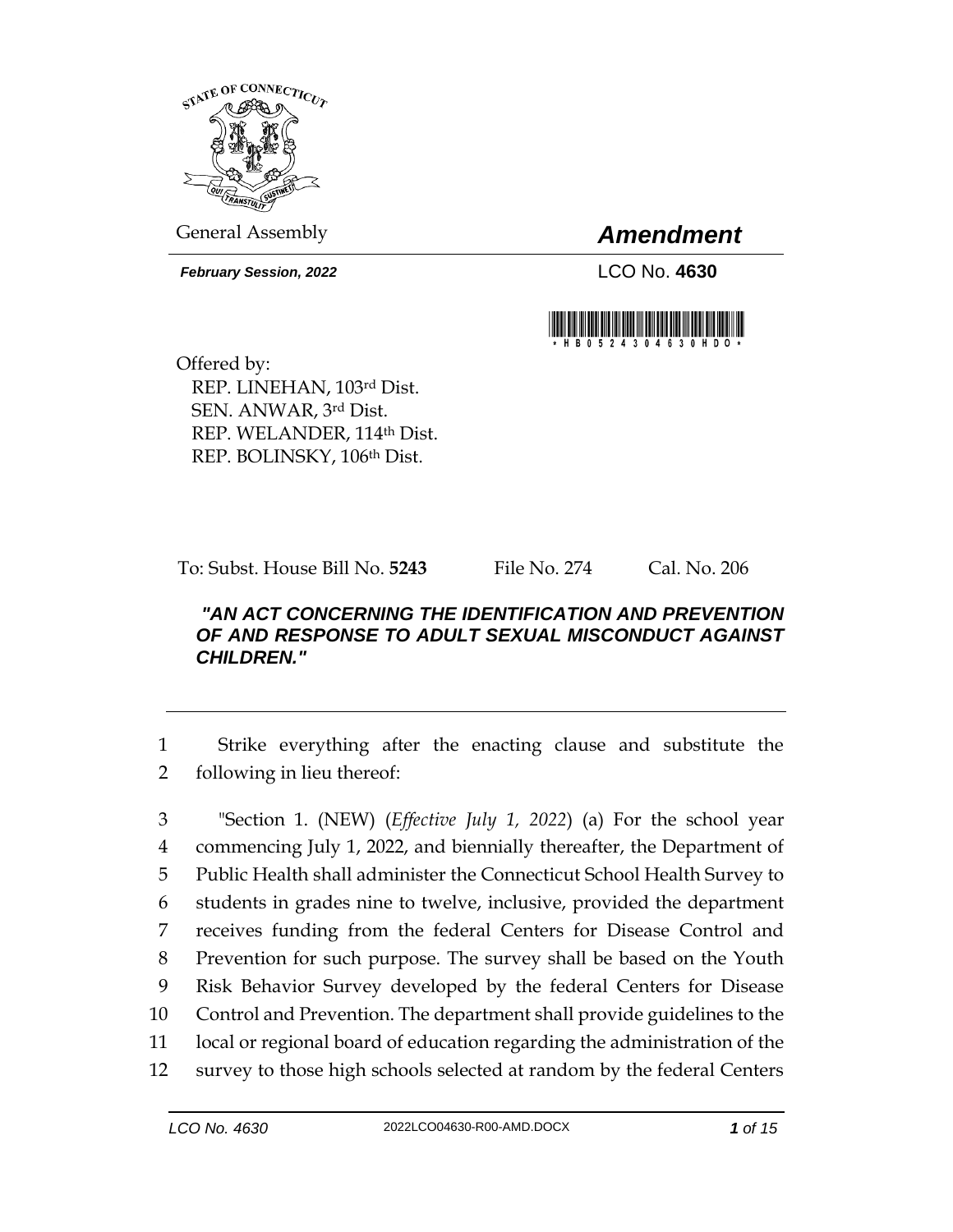General Assembly

# *Amendment*

***February Session, 2022***

LCO No. **4630**

\*HB05243004630HDO\*

Offered by:
REP. LINEHAN, 103rd Dist.
SEN. ANWAR, 3rd Dist.
REP. WELANDER, 114th Dist.
REP. BOLINSKY, 106th Dist.

To: Subst. House Bill No. **5243** File No. 274 Cal. No. 206

***"AN ACT CONCERNING THE IDENTIFICATION AND PREVENTION OF AND RESPONSE TO ADULT SEXUAL MISCONDUCT AGAINST CHILDREN."***

---

1 Strike everything after the enacting clause and substitute the
2 following in lieu thereof:

3 "Section 1. (NEW) (*Effective July 1, 2022*) (a) For the school year
4 commencing July 1, 2022, and biennially thereafter, the Department of
5 Public Health shall administer the Connecticut School Health Survey to
6 students in grades nine to twelve, inclusive, provided the department
7 receives funding from the federal Centers for Disease Control and
8 Prevention for such purpose. The survey shall be based on the Youth
9 Risk Behavior Survey developed by the federal Centers for Disease
10 Control and Prevention. The department shall provide guidelines to the
11 local or regional board of education regarding the administration of the
12 survey to those high schools selected at random by the federal Centers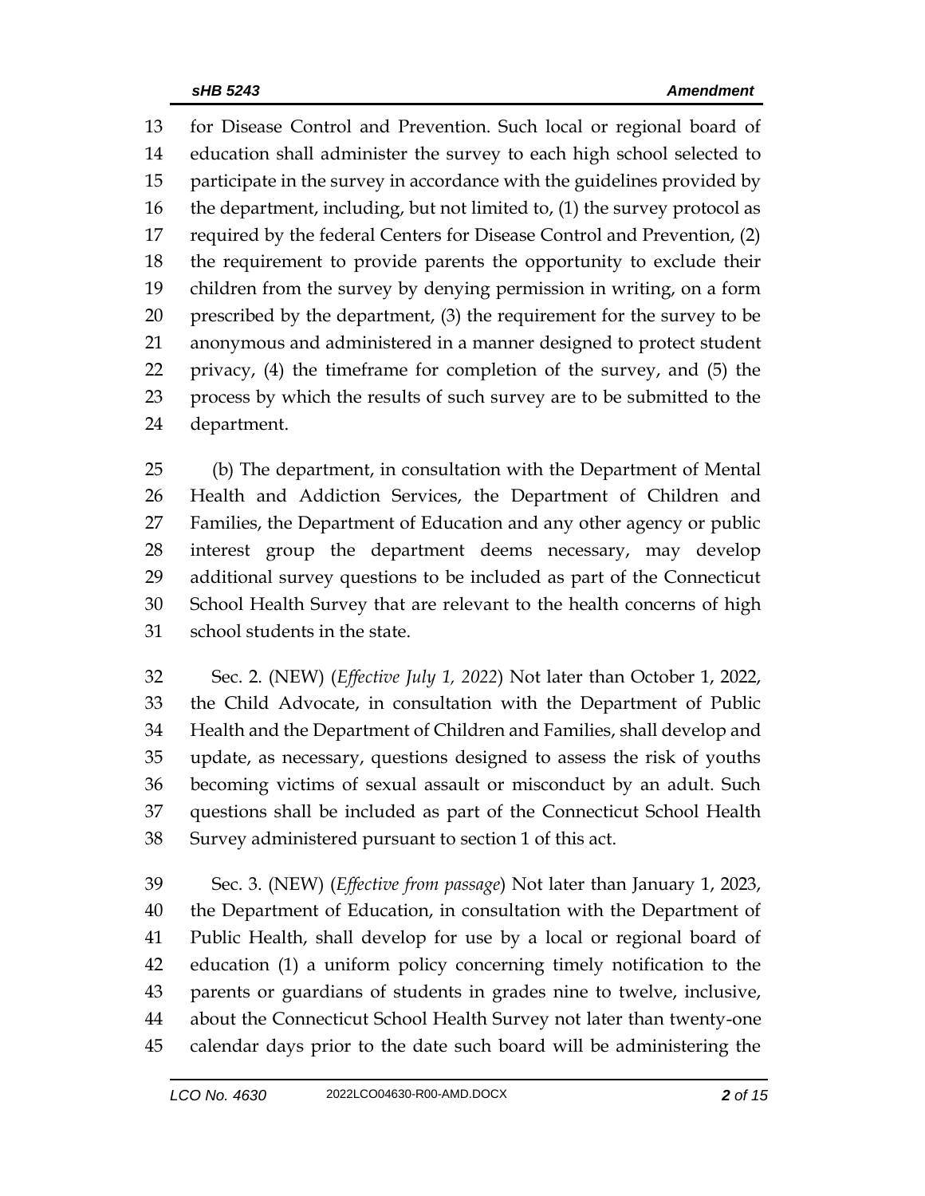for Disease Control and Prevention. Such local or regional board of education shall administer the survey to each high school selected to participate in the survey in accordance with the guidelines provided by the department, including, but not limited to, (1) the survey protocol as required by the federal Centers for Disease Control and Prevention, (2) the requirement to provide parents the opportunity to exclude their children from the survey by denying permission in writing, on a form prescribed by the department, (3) the requirement for the survey to be anonymous and administered in a manner designed to protect student privacy, (4) the timeframe for completion of the survey, and (5) the process by which the results of such survey are to be submitted to the department.

(b) The department, in consultation with the Department of Mental Health and Addiction Services, the Department of Children and Families, the Department of Education and any other agency or public interest group the department deems necessary, may develop additional survey questions to be included as part of the Connecticut School Health Survey that are relevant to the health concerns of high school students in the state.

Sec. 2. (NEW) (*Effective July 1, 2022*) Not later than October 1, 2022, the Child Advocate, in consultation with the Department of Public Health and the Department of Children and Families, shall develop and update, as necessary, questions designed to assess the risk of youths becoming victims of sexual assault or misconduct by an adult. Such questions shall be included as part of the Connecticut School Health Survey administered pursuant to section 1 of this act.

Sec. 3. (NEW) (*Effective from passage*) Not later than January 1, 2023, the Department of Education, in consultation with the Department of Public Health, shall develop for use by a local or regional board of education (1) a uniform policy concerning timely notification to the parents or guardians of students in grades nine to twelve, inclusive, about the Connecticut School Health Survey not later than twenty-one calendar days prior to the date such board will be administering the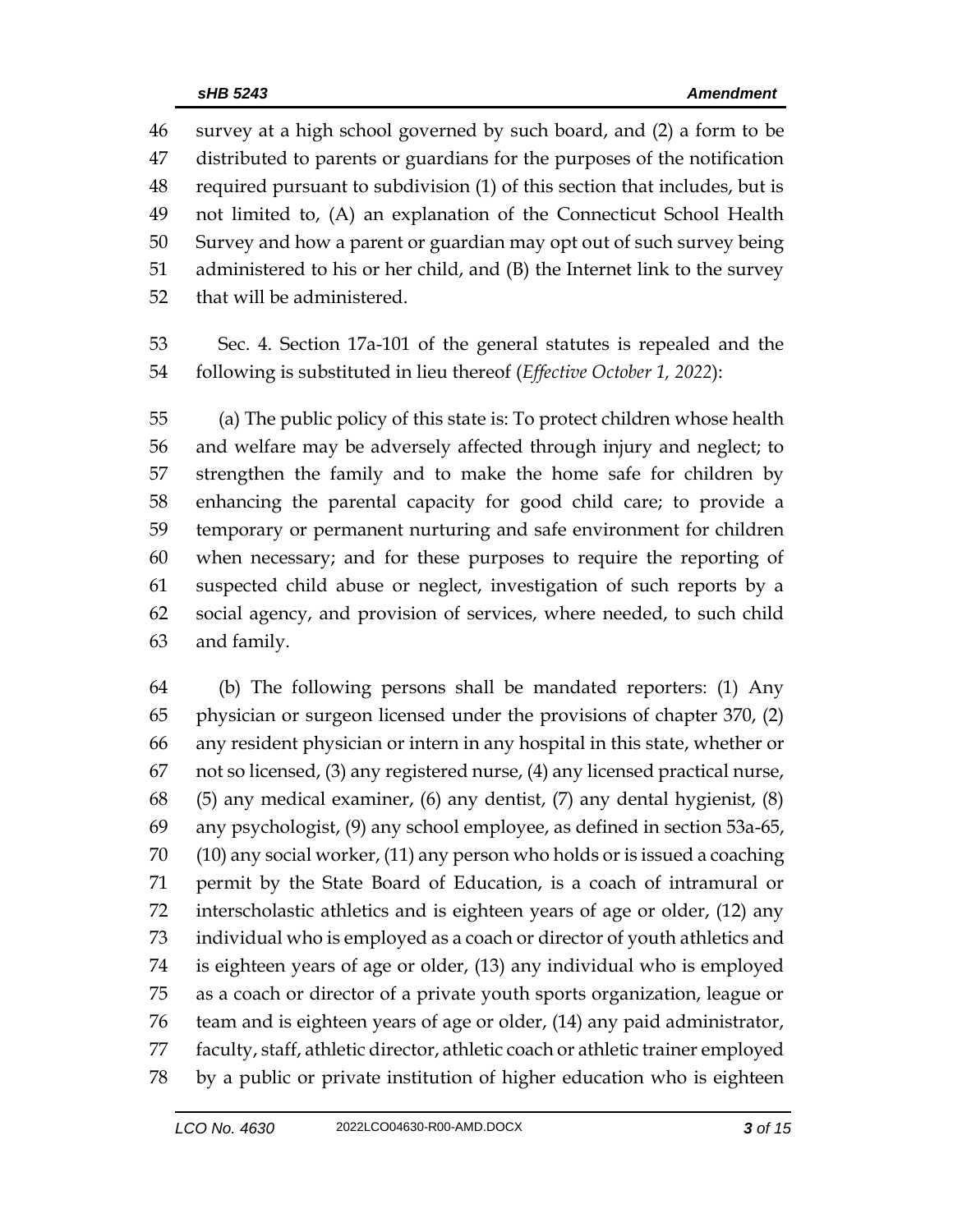46 survey at a high school governed by such board, and (2) a form to be
47 distributed to parents or guardians for the purposes of the notification
48 required pursuant to subdivision (1) of this section that includes, but is
49 not limited to, (A) an explanation of the Connecticut School Health
50 Survey and how a parent or guardian may opt out of such survey being
51 administered to his or her child, and (B) the Internet link to the survey
52 that will be administered.

53 Sec. 4. Section 17a-101 of the general statutes is repealed and the
54 following is substituted in lieu thereof (*Effective October 1, 2022*):

55 (a) The public policy of this state is: To protect children whose health
56 and welfare may be adversely affected through injury and neglect; to
57 strengthen the family and to make the home safe for children by
58 enhancing the parental capacity for good child care; to provide a
59 temporary or permanent nurturing and safe environment for children
60 when necessary; and for these purposes to require the reporting of
61 suspected child abuse or neglect, investigation of such reports by a
62 social agency, and provision of services, where needed, to such child
63 and family.

64 (b) The following persons shall be mandated reporters: (1) Any
65 physician or surgeon licensed under the provisions of chapter 370, (2)
66 any resident physician or intern in any hospital in this state, whether or
67 not so licensed, (3) any registered nurse, (4) any licensed practical nurse,
68 (5) any medical examiner, (6) any dentist, (7) any dental hygienist, (8)
69 any psychologist, (9) any school employee, as defined in section 53a-65,
70 (10) any social worker, (11) any person who holds or is issued a coaching
71 permit by the State Board of Education, is a coach of intramural or
72 interscholastic athletics and is eighteen years of age or older, (12) any
73 individual who is employed as a coach or director of youth athletics and
74 is eighteen years of age or older, (13) any individual who is employed
75 as a coach or director of a private youth sports organization, league or
76 team and is eighteen years of age or older, (14) any paid administrator,
77 faculty, staff, athletic director, athletic coach or athletic trainer employed
78 by a public or private institution of higher education who is eighteen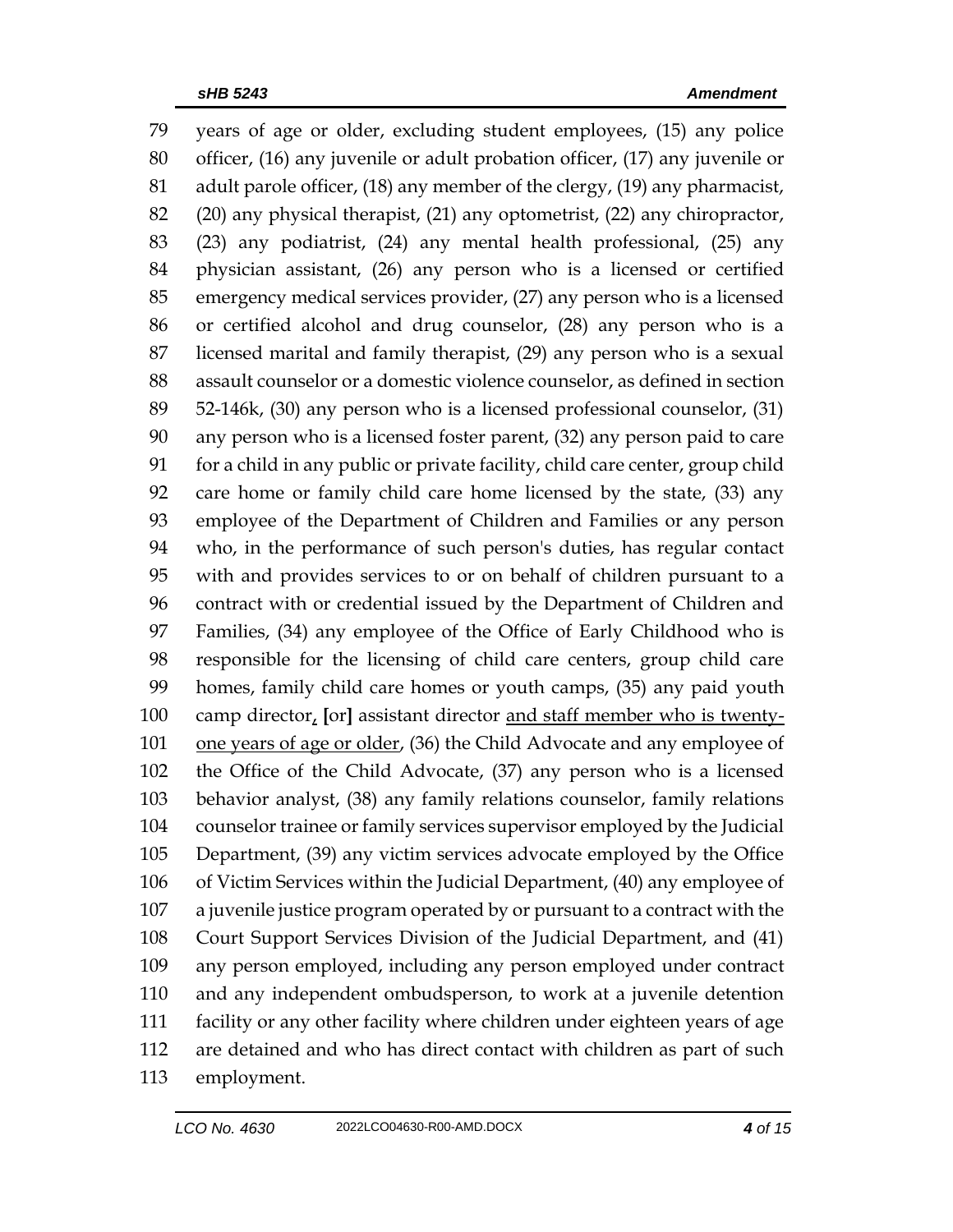79 years of age or older, excluding student employees, (15) any police
80 officer, (16) any juvenile or adult probation officer, (17) any juvenile or
81 adult parole officer, (18) any member of the clergy, (19) any pharmacist,
82 (20) any physical therapist, (21) any optometrist, (22) any chiropractor,
83 (23) any podiatrist, (24) any mental health professional, (25) any
84 physician assistant, (26) any person who is a licensed or certified
85 emergency medical services provider, (27) any person who is a licensed
86 or certified alcohol and drug counselor, (28) any person who is a
87 licensed marital and family therapist, (29) any person who is a sexual
88 assault counselor or a domestic violence counselor, as defined in section
89 52-146k, (30) any person who is a licensed professional counselor, (31)
90 any person who is a licensed foster parent, (32) any person paid to care
91 for a child in any public or private facility, child care center, group child
92 care home or family child care home licensed by the state, (33) any
93 employee of the Department of Children and Families or any person
94 who, in the performance of such person's duties, has regular contact
95 with and provides services to or on behalf of children pursuant to a
96 contract with or credential issued by the Department of Children and
97 Families, (34) any employee of the Office of Early Childhood who is
98 responsible for the licensing of child care centers, group child care
99 homes, family child care homes or youth camps, (35) any paid youth
100 camp director<u>,</u> **[**or**]** assistant director <u>and staff member who is twenty-</u>
101 <u>one years of age or older</u>, (36) the Child Advocate and any employee of
102 the Office of the Child Advocate, (37) any person who is a licensed
103 behavior analyst, (38) any family relations counselor, family relations
104 counselor trainee or family services supervisor employed by the Judicial
105 Department, (39) any victim services advocate employed by the Office
106 of Victim Services within the Judicial Department, (40) any employee of
107 a juvenile justice program operated by or pursuant to a contract with the
108 Court Support Services Division of the Judicial Department, and (41)
109 any person employed, including any person employed under contract
110 and any independent ombudsperson, to work at a juvenile detention
111 facility or any other facility where children under eighteen years of age
112 are detained and who has direct contact with children as part of such
113 employment.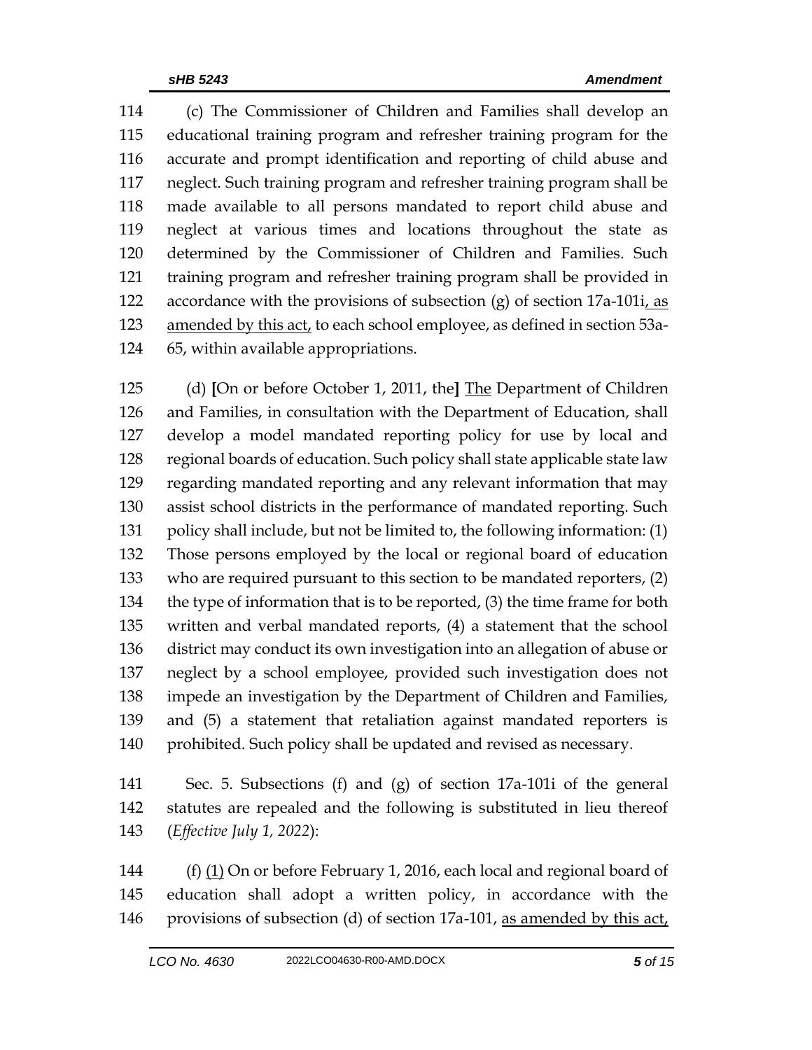(c) The Commissioner of Children and Families shall develop an educational training program and refresher training program for the accurate and prompt identification and reporting of child abuse and neglect. Such training program and refresher training program shall be made available to all persons mandated to report child abuse and neglect at various times and locations throughout the state as determined by the Commissioner of Children and Families. Such training program and refresher training program shall be provided in accordance with the provisions of subsection (g) of section 17a-101i, <u>as amended by this act,</u> to each school employee, as defined in section 53a-65, within available appropriations.

(d) **[**On or before October 1, 2011, the**]** <u>The</u> Department of Children and Families, in consultation with the Department of Education, shall develop a model mandated reporting policy for use by local and regional boards of education. Such policy shall state applicable state law regarding mandated reporting and any relevant information that may assist school districts in the performance of mandated reporting. Such policy shall include, but not be limited to, the following information: (1) Those persons employed by the local or regional board of education who are required pursuant to this section to be mandated reporters, (2) the type of information that is to be reported, (3) the time frame for both written and verbal mandated reports, (4) a statement that the school district may conduct its own investigation into an allegation of abuse or neglect by a school employee, provided such investigation does not impede an investigation by the Department of Children and Families, and (5) a statement that retaliation against mandated reporters is prohibited. Such policy shall be updated and revised as necessary.

Sec. 5. Subsections (f) and (g) of section 17a-101i of the general statutes are repealed and the following is substituted in lieu thereof (*Effective July 1, 2022*):

(f) <u>(1)</u> On or before February 1, 2016, each local and regional board of education shall adopt a written policy, in accordance with the provisions of subsection (d) of section 17a-101, <u>as amended by this act,</u>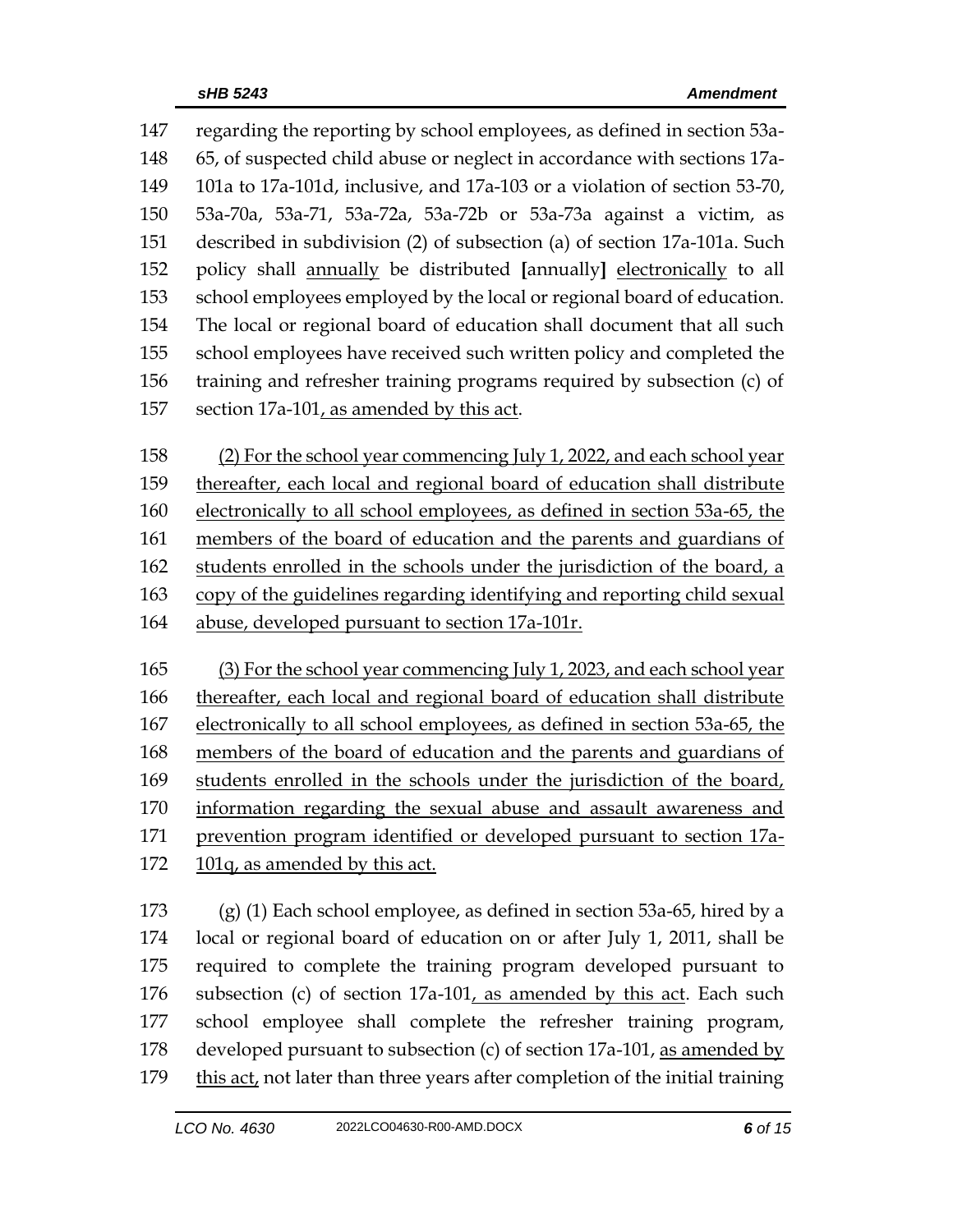147 regarding the reporting by school employees, as defined in section 53a-
148 65, of suspected child abuse or neglect in accordance with sections 17a-
149 101a to 17a-101d, inclusive, and 17a-103 or a violation of section 53-70,
150 53a-70a, 53a-71, 53a-72a, 53a-72b or 53a-73a against a victim, as
151 described in subdivision (2) of subsection (a) of section 17a-101a. Such
152 policy shall <u>annually</u> be distributed **[**annually**]** <u>electronically</u> to all
153 school employees employed by the local or regional board of education.
154 The local or regional board of education shall document that all such
155 school employees have received such written policy and completed the
156 training and refresher training programs required by subsection (c) of
157 section 17a-101<u>, as amended by this act</u>.

158 <u>(2) For the school year commencing July 1, 2022, and each school year</u>
159 <u>thereafter, each local and regional board of education shall distribute</u>
160 <u>electronically to all school employees, as defined in section 53a-65, the</u>
161 <u>members of the board of education and the parents and guardians of</u>
162 <u>students enrolled in the schools under the jurisdiction of the board, a</u>
163 <u>copy of the guidelines regarding identifying and reporting child sexual</u>
164 <u>abuse, developed pursuant to section 17a-101r.</u>

165 <u>(3) For the school year commencing July 1, 2023, and each school year</u>
166 <u>thereafter, each local and regional board of education shall distribute</u>
167 <u>electronically to all school employees, as defined in section 53a-65, the</u>
168 <u>members of the board of education and the parents and guardians of</u>
169 <u>students enrolled in the schools under the jurisdiction of the board,</u>
170 <u>information regarding the sexual abuse and assault awareness and</u>
171 <u>prevention program identified or developed pursuant to section 17a-</u>
172 <u>101q, as amended by this act.</u>

173 (g) (1) Each school employee, as defined in section 53a-65, hired by a
174 local or regional board of education on or after July 1, 2011, shall be
175 required to complete the training program developed pursuant to
176 subsection (c) of section 17a-101<u>, as amended by this act</u>. Each such
177 school employee shall complete the refresher training program,
178 developed pursuant to subsection (c) of section 17a-101, <u>as amended by</u>
179 <u>this act,</u> not later than three years after completion of the initial training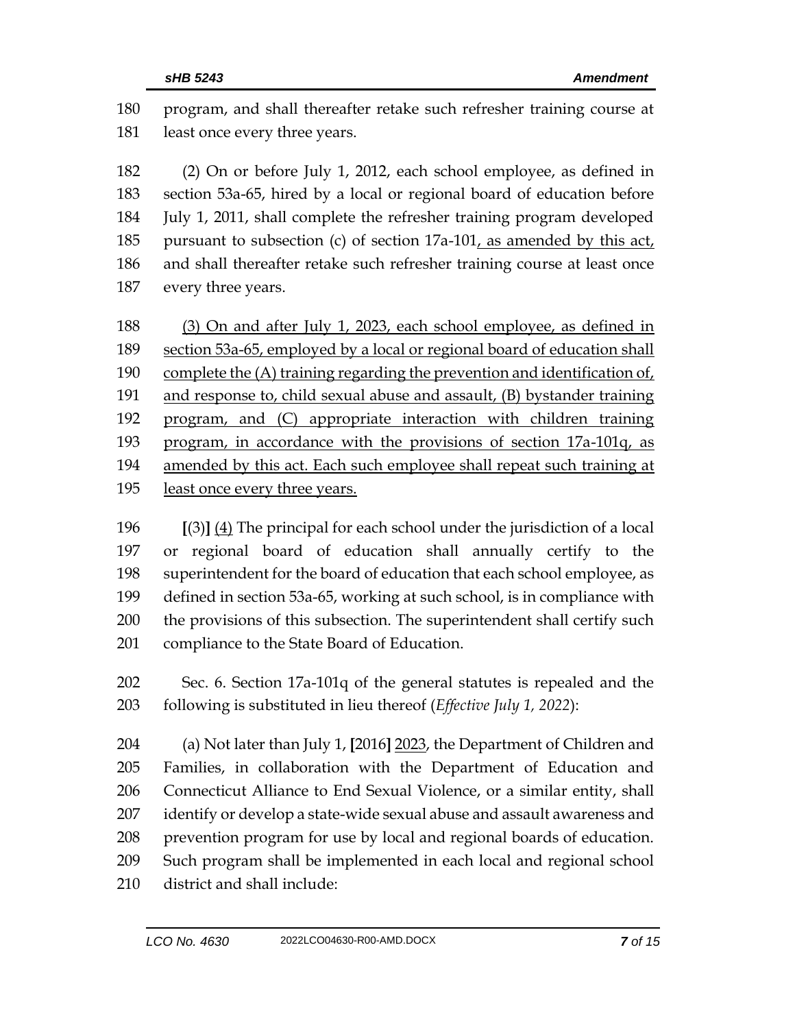180 program, and shall thereafter retake such refresher training course at
181 least once every three years.

182 (2) On or before July 1, 2012, each school employee, as defined in
183 section 53a-65, hired by a local or regional board of education before
184 July 1, 2011, shall complete the refresher training program developed
185 pursuant to subsection (c) of section 17a-101<u>, as amended by this act,</u>
186 and shall thereafter retake such refresher training course at least once
187 every three years.

188 <u>(3) On and after July 1, 2023, each school employee, as defined in</u>
189 <u>section 53a-65, employed by a local or regional board of education shall</u>
190 <u>complete the (A) training regarding the prevention and identification of,</u>
191 <u>and response to, child sexual abuse and assault, (B) bystander training</u>
192 <u>program, and (C) appropriate interaction with children training</u>
193 <u>program, in accordance with the provisions of section 17a-101q, as</u>
194 <u>amended by this act. Each such employee shall repeat such training at</u>
195 <u>least once every three years.</u>

196 **[**(3)**]** <u>(4)</u> The principal for each school under the jurisdiction of a local
197 or regional board of education shall annually certify to the
198 superintendent for the board of education that each school employee, as
199 defined in section 53a-65, working at such school, is in compliance with
200 the provisions of this subsection. The superintendent shall certify such
201 compliance to the State Board of Education.

202 Sec. 6. Section 17a-101q of the general statutes is repealed and the
203 following is substituted in lieu thereof (*Effective July 1, 2022*):

204 (a) Not later than July 1, **[**2016**]** <u>2023</u>, the Department of Children and
205 Families, in collaboration with the Department of Education and
206 Connecticut Alliance to End Sexual Violence, or a similar entity, shall
207 identify or develop a state-wide sexual abuse and assault awareness and
208 prevention program for use by local and regional boards of education.
209 Such program shall be implemented in each local and regional school
210 district and shall include: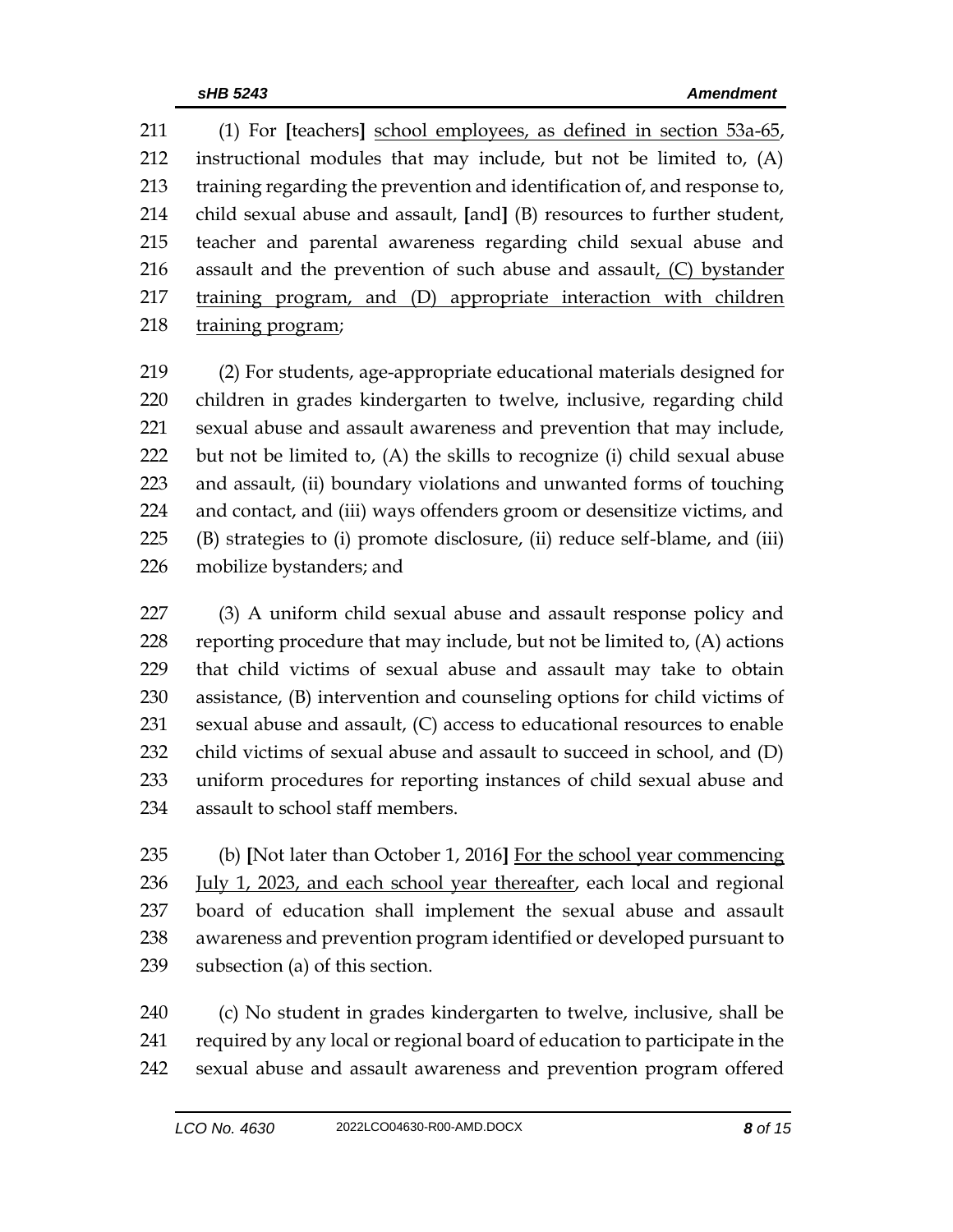(1) For **[**teachers**]** school employees, as defined in section 53a-65, instructional modules that may include, but not be limited to, (A) training regarding the prevention and identification of, and response to, child sexual abuse and assault, **[**and**]** (B) resources to further student, teacher and parental awareness regarding child sexual abuse and assault and the prevention of such abuse and assault, (C) bystander training program, and (D) appropriate interaction with children training program;

(2) For students, age-appropriate educational materials designed for children in grades kindergarten to twelve, inclusive, regarding child sexual abuse and assault awareness and prevention that may include, but not be limited to, (A) the skills to recognize (i) child sexual abuse and assault, (ii) boundary violations and unwanted forms of touching and contact, and (iii) ways offenders groom or desensitize victims, and (B) strategies to (i) promote disclosure, (ii) reduce self-blame, and (iii) mobilize bystanders; and

(3) A uniform child sexual abuse and assault response policy and reporting procedure that may include, but not be limited to, (A) actions that child victims of sexual abuse and assault may take to obtain assistance, (B) intervention and counseling options for child victims of sexual abuse and assault, (C) access to educational resources to enable child victims of sexual abuse and assault to succeed in school, and (D) uniform procedures for reporting instances of child sexual abuse and assault to school staff members.

(b) **[**Not later than October 1, 2016**]** For the school year commencing July 1, 2023, and each school year thereafter, each local and regional board of education shall implement the sexual abuse and assault awareness and prevention program identified or developed pursuant to subsection (a) of this section.

(c) No student in grades kindergarten to twelve, inclusive, shall be required by any local or regional board of education to participate in the sexual abuse and assault awareness and prevention program offered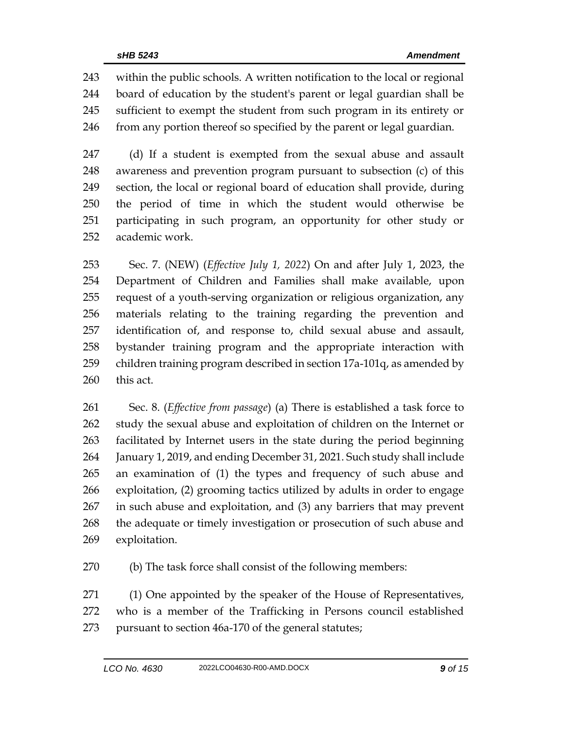within the public schools. A written notification to the local or regional board of education by the student's parent or legal guardian shall be sufficient to exempt the student from such program in its entirety or from any portion thereof so specified by the parent or legal guardian.

(d) If a student is exempted from the sexual abuse and assault awareness and prevention program pursuant to subsection (c) of this section, the local or regional board of education shall provide, during the period of time in which the student would otherwise be participating in such program, an opportunity for other study or academic work.

Sec. 7. (NEW) (*Effective July 1, 2022*) On and after July 1, 2023, the Department of Children and Families shall make available, upon request of a youth-serving organization or religious organization, any materials relating to the training regarding the prevention and identification of, and response to, child sexual abuse and assault, bystander training program and the appropriate interaction with children training program described in section 17a-101q, as amended by this act.

Sec. 8. (*Effective from passage*) (a) There is established a task force to study the sexual abuse and exploitation of children on the Internet or facilitated by Internet users in the state during the period beginning January 1, 2019, and ending December 31, 2021. Such study shall include an examination of (1) the types and frequency of such abuse and exploitation, (2) grooming tactics utilized by adults in order to engage in such abuse and exploitation, and (3) any barriers that may prevent the adequate or timely investigation or prosecution of such abuse and exploitation.

(b) The task force shall consist of the following members:

(1) One appointed by the speaker of the House of Representatives, who is a member of the Trafficking in Persons council established pursuant to section 46a-170 of the general statutes;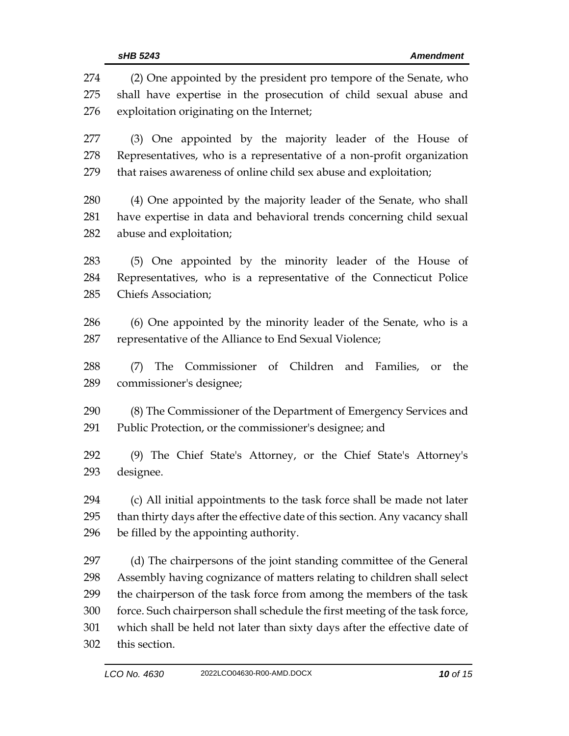(2) One appointed by the president pro tempore of the Senate, who shall have expertise in the prosecution of child sexual abuse and exploitation originating on the Internet;

(3) One appointed by the majority leader of the House of Representatives, who is a representative of a non-profit organization that raises awareness of online child sex abuse and exploitation;

(4) One appointed by the majority leader of the Senate, who shall have expertise in data and behavioral trends concerning child sexual abuse and exploitation;

(5) One appointed by the minority leader of the House of Representatives, who is a representative of the Connecticut Police Chiefs Association;

(6) One appointed by the minority leader of the Senate, who is a representative of the Alliance to End Sexual Violence;

(7) The Commissioner of Children and Families, or the commissioner's designee;

(8) The Commissioner of the Department of Emergency Services and Public Protection, or the commissioner's designee; and

(9) The Chief State's Attorney, or the Chief State's Attorney's designee.

(c) All initial appointments to the task force shall be made not later than thirty days after the effective date of this section. Any vacancy shall be filled by the appointing authority.

(d) The chairpersons of the joint standing committee of the General Assembly having cognizance of matters relating to children shall select the chairperson of the task force from among the members of the task force. Such chairperson shall schedule the first meeting of the task force, which shall be held not later than sixty days after the effective date of this section.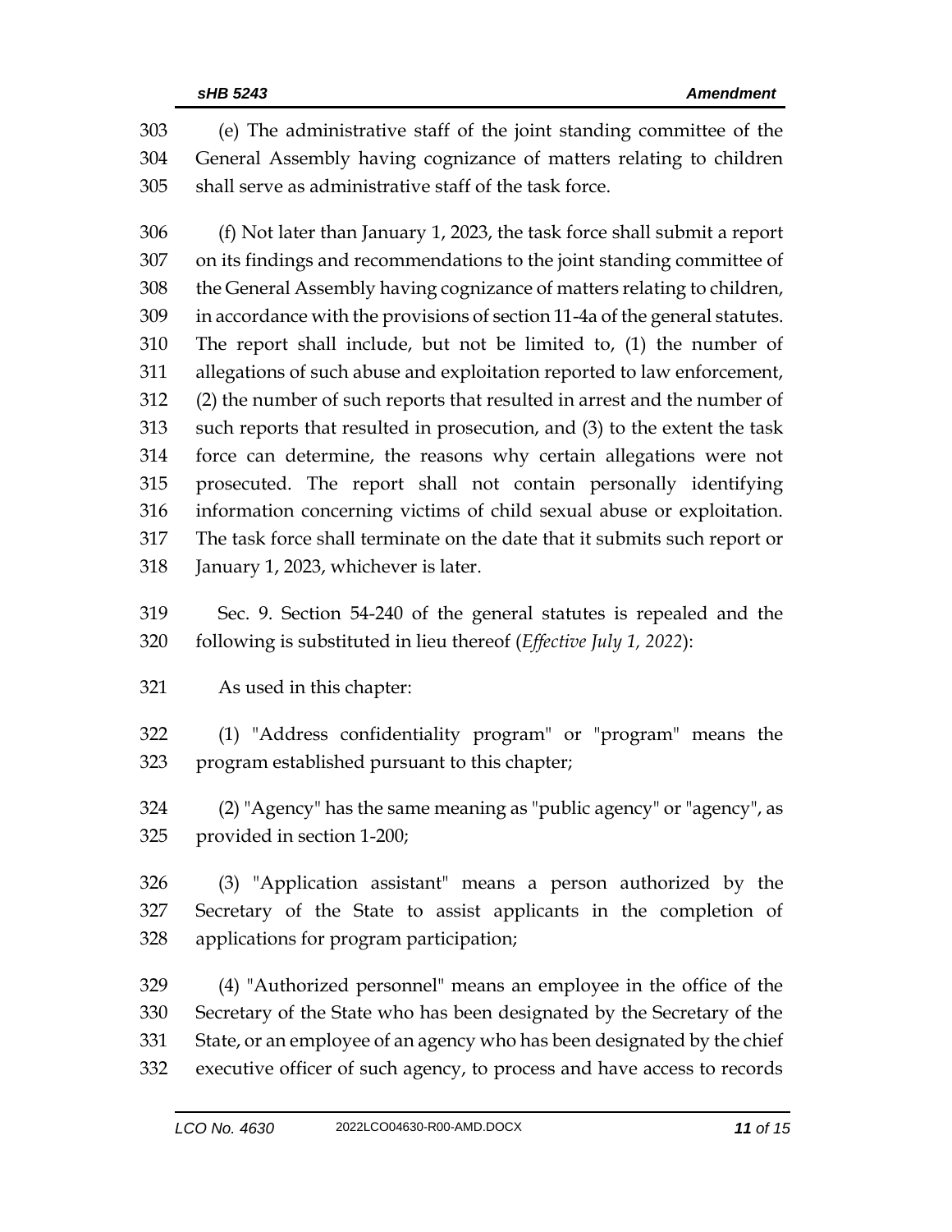(e) The administrative staff of the joint standing committee of the General Assembly having cognizance of matters relating to children shall serve as administrative staff of the task force.

(f) Not later than January 1, 2023, the task force shall submit a report on its findings and recommendations to the joint standing committee of the General Assembly having cognizance of matters relating to children, in accordance with the provisions of section 11-4a of the general statutes. The report shall include, but not be limited to, (1) the number of allegations of such abuse and exploitation reported to law enforcement, (2) the number of such reports that resulted in arrest and the number of such reports that resulted in prosecution, and (3) to the extent the task force can determine, the reasons why certain allegations were not prosecuted. The report shall not contain personally identifying information concerning victims of child sexual abuse or exploitation. The task force shall terminate on the date that it submits such report or January 1, 2023, whichever is later.

Sec. 9. Section 54-240 of the general statutes is repealed and the following is substituted in lieu thereof (*Effective July 1, 2022*):

As used in this chapter:

(1) "Address confidentiality program" or "program" means the program established pursuant to this chapter;

(2) "Agency" has the same meaning as "public agency" or "agency", as provided in section 1-200;

(3) "Application assistant" means a person authorized by the Secretary of the State to assist applicants in the completion of applications for program participation;

(4) "Authorized personnel" means an employee in the office of the Secretary of the State who has been designated by the Secretary of the State, or an employee of an agency who has been designated by the chief executive officer of such agency, to process and have access to records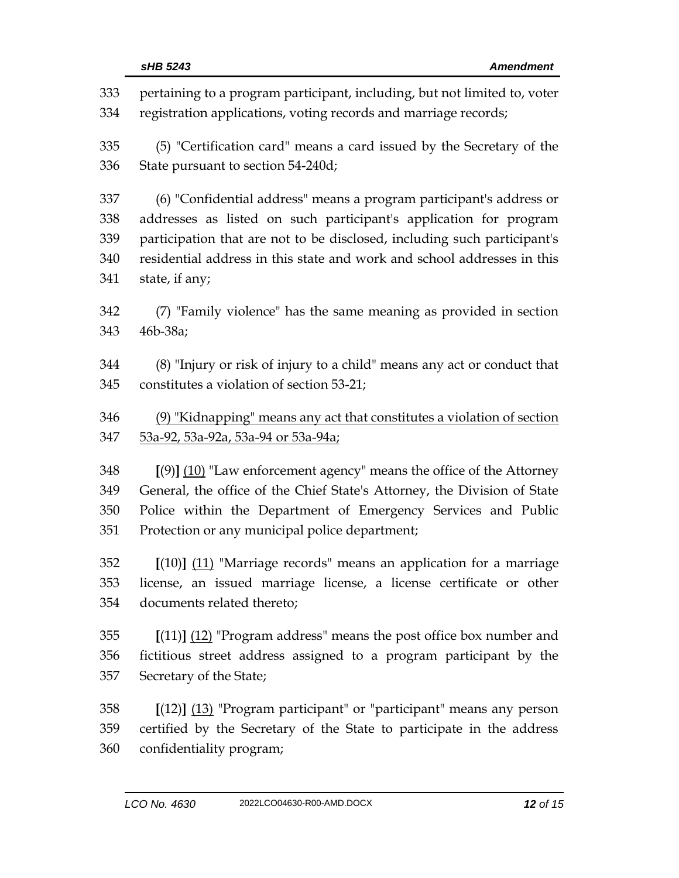333 pertaining to a program participant, including, but not limited to, voter
334 registration applications, voting records and marriage records;

335 (5) "Certification card" means a card issued by the Secretary of the
336 State pursuant to section 54-240d;

337 (6) "Confidential address" means a program participant's address or
338 addresses as listed on such participant's application for program
339 participation that are not to be disclosed, including such participant's
340 residential address in this state and work and school addresses in this
341 state, if any;

342 (7) "Family violence" has the same meaning as provided in section
343 46b-38a;

344 (8) "Injury or risk of injury to a child" means any act or conduct that
345 constitutes a violation of section 53-21;

346 <u>(9) "Kidnapping" means any act that constitutes a violation of section</u>
347 <u>53a-92, 53a-92a, 53a-94 or 53a-94a;</u>

348 **[**(9)**]** <u>(10)</u> "Law enforcement agency" means the office of the Attorney
349 General, the office of the Chief State's Attorney, the Division of State
350 Police within the Department of Emergency Services and Public
351 Protection or any municipal police department;

352 **[**(10)**]** <u>(11)</u> "Marriage records" means an application for a marriage
353 license, an issued marriage license, a license certificate or other
354 documents related thereto;

355 **[**(11)**]** <u>(12)</u> "Program address" means the post office box number and
356 fictitious street address assigned to a program participant by the
357 Secretary of the State;

358 **[**(12)**]** <u>(13)</u> "Program participant" or "participant" means any person
359 certified by the Secretary of the State to participate in the address
360 confidentiality program;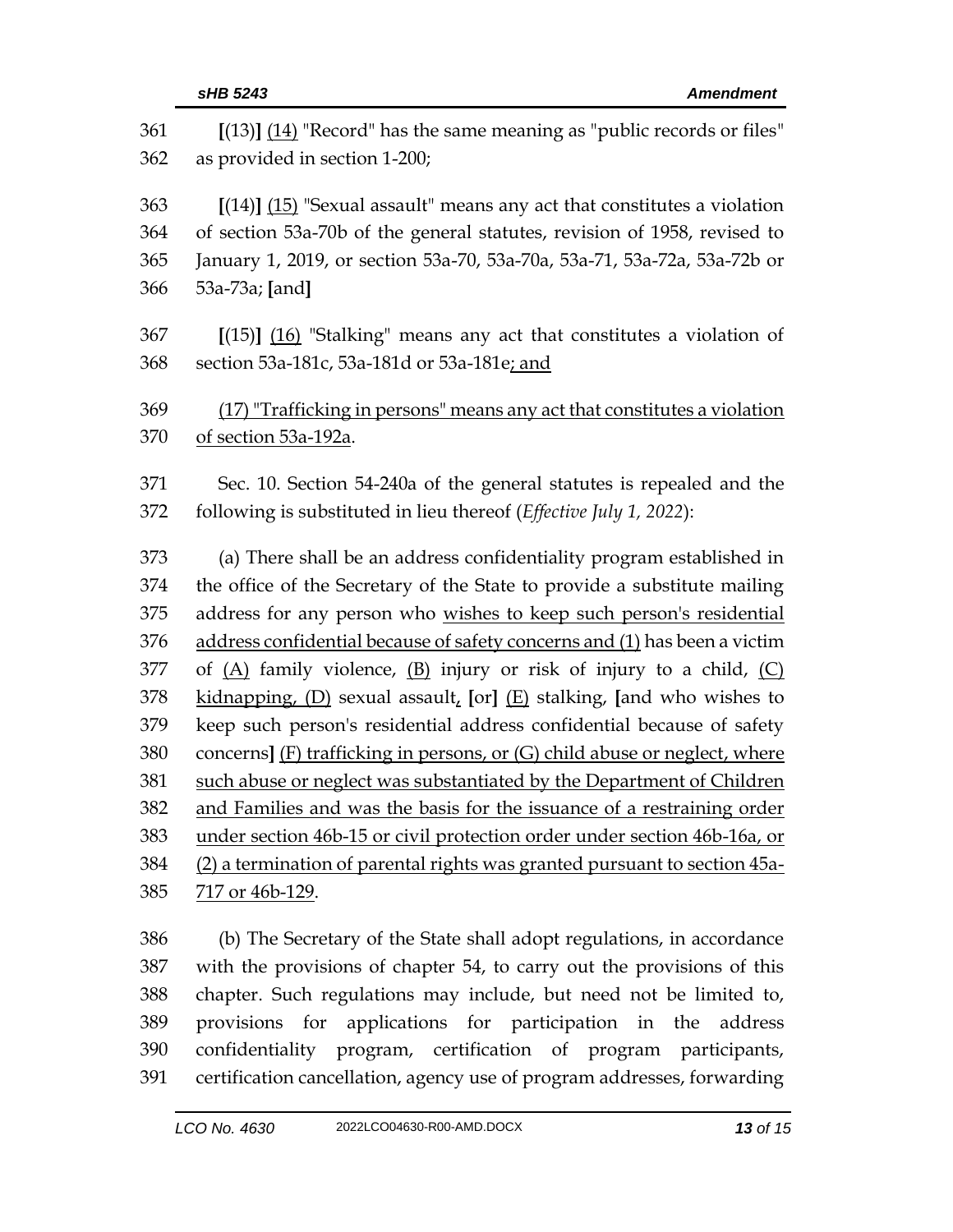361 [(13)] (14) "Record" has the same meaning as "public records or files"
362 as provided in section 1-200;

363 [(14)] (15) "Sexual assault" means any act that constitutes a violation
364 of section 53a-70b of the general statutes, revision of 1958, revised to
365 January 1, 2019, or section 53a-70, 53a-70a, 53a-71, 53a-72a, 53a-72b or
366 53a-73a; [and]

367 [(15)] (16) "Stalking" means any act that constitutes a violation of
368 section 53a-181c, 53a-181d or 53a-181e; and

369 (17) "Trafficking in persons" means any act that constitutes a violation
370 of section 53a-192a.

371 Sec. 10. Section 54-240a of the general statutes is repealed and the
372 following is substituted in lieu thereof (*Effective July 1, 2022*):

373 (a) There shall be an address confidentiality program established in
374 the office of the Secretary of the State to provide a substitute mailing
375 address for any person who wishes to keep such person's residential
376 address confidential because of safety concerns and (1) has been a victim
377 of (A) family violence, (B) injury or risk of injury to a child, (C)
378 kidnapping, (D) sexual assault, [or] (E) stalking, [and who wishes to
379 keep such person's residential address confidential because of safety
380 concerns] (F) trafficking in persons, or (G) child abuse or neglect, where
381 such abuse or neglect was substantiated by the Department of Children
382 and Families and was the basis for the issuance of a restraining order
383 under section 46b-15 or civil protection order under section 46b-16a, or
384 (2) a termination of parental rights was granted pursuant to section 45a-
385 717 or 46b-129.

386 (b) The Secretary of the State shall adopt regulations, in accordance
387 with the provisions of chapter 54, to carry out the provisions of this
388 chapter. Such regulations may include, but need not be limited to,
389 provisions for applications for participation in the address
390 confidentiality program, certification of program participants,
391 certification cancellation, agency use of program addresses, forwarding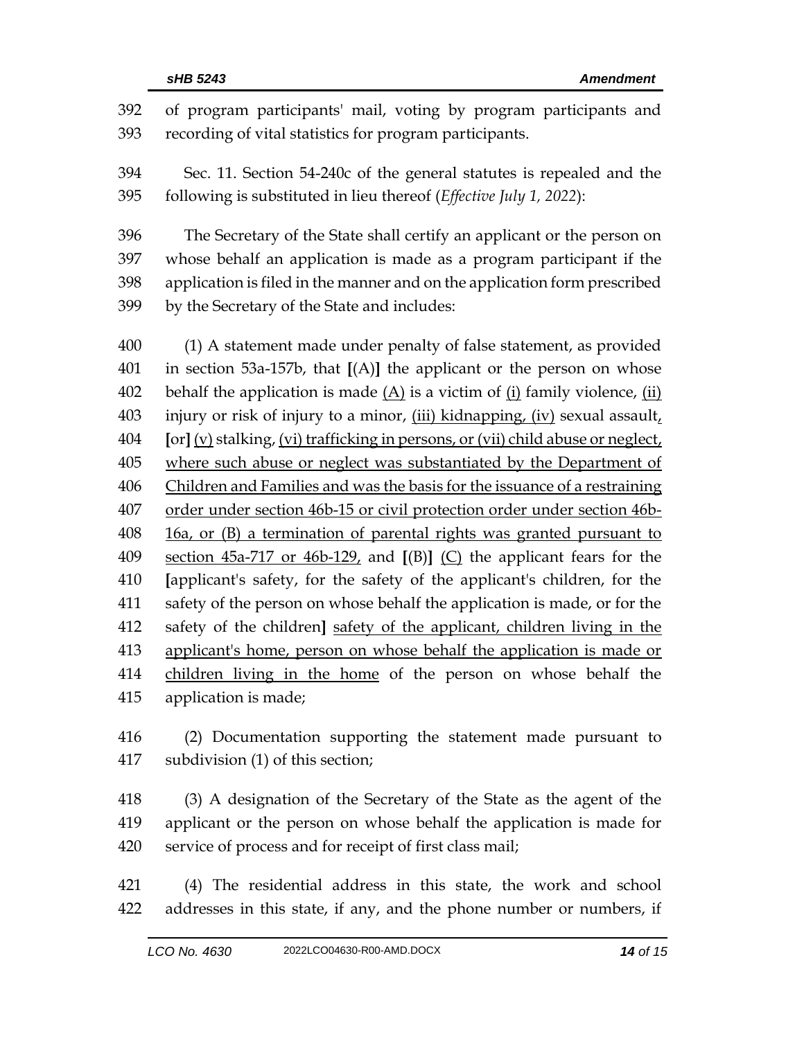of program participants' mail, voting by program participants and recording of vital statistics for program participants.

Sec. 11. Section 54-240c of the general statutes is repealed and the following is substituted in lieu thereof (*Effective July 1, 2022*):

The Secretary of the State shall certify an applicant or the person on whose behalf an application is made as a program participant if the application is filed in the manner and on the application form prescribed by the Secretary of the State and includes:

(1) A statement made under penalty of false statement, as provided in section 53a-157b, that [(A)] the applicant or the person on whose behalf the application is made (A) is a victim of (i) family violence, (ii) injury or risk of injury to a minor, (iii) kidnapping, (iv) sexual assault, [or] (v) stalking, (vi) trafficking in persons, or (vii) child abuse or neglect, where such abuse or neglect was substantiated by the Department of Children and Families and was the basis for the issuance of a restraining order under section 46b-15 or civil protection order under section 46b-16a, or (B) a termination of parental rights was granted pursuant to section 45a-717 or 46b-129, and [(B)] (C) the applicant fears for the [applicant's safety, for the safety of the applicant's children, for the safety of the person on whose behalf the application is made, or for the safety of the children] safety of the applicant, children living in the applicant's home, person on whose behalf the application is made or children living in the home of the person on whose behalf the application is made;

(2) Documentation supporting the statement made pursuant to subdivision (1) of this section;

(3) A designation of the Secretary of the State as the agent of the applicant or the person on whose behalf the application is made for service of process and for receipt of first class mail;

(4) The residential address in this state, the work and school addresses in this state, if any, and the phone number or numbers, if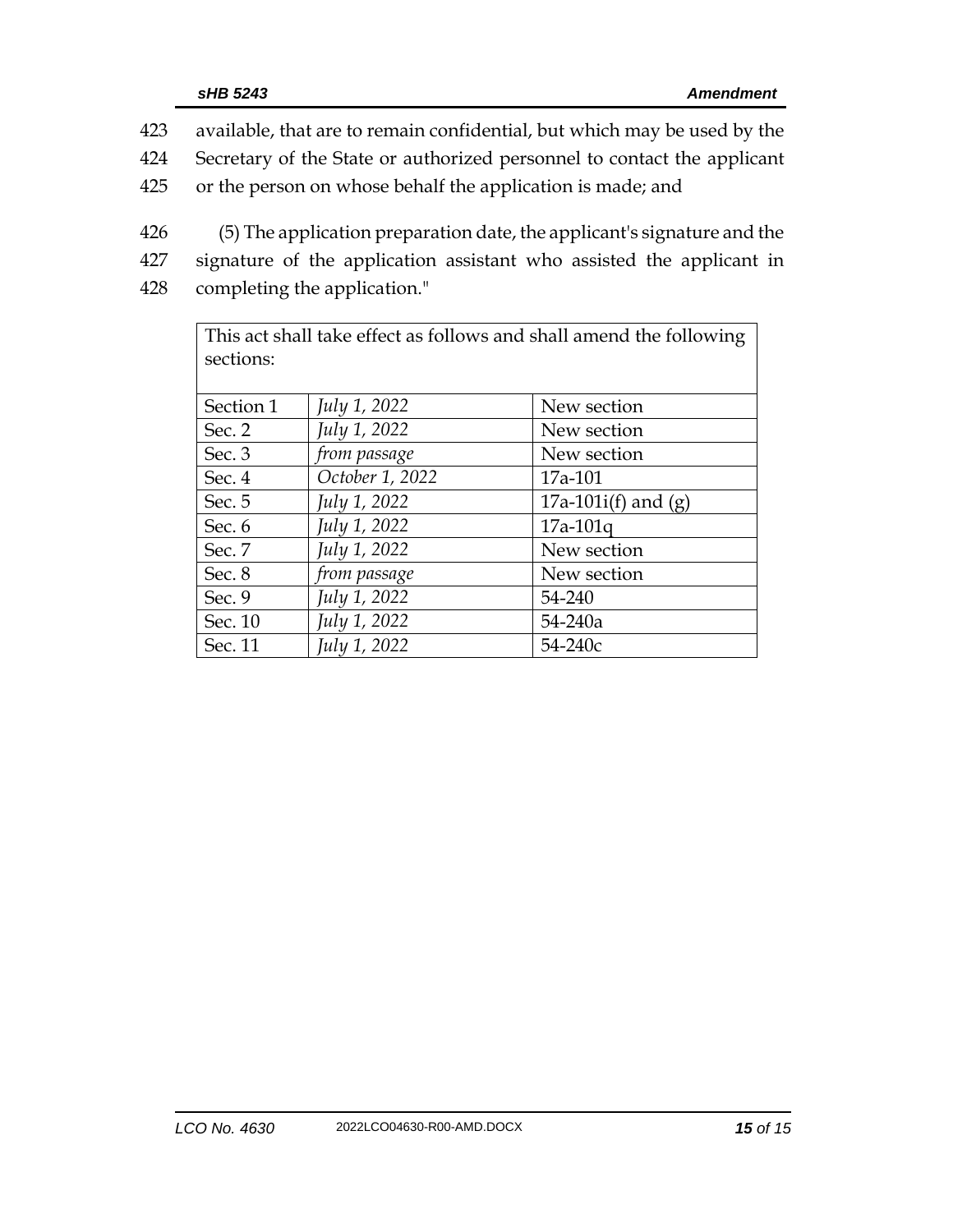available, that are to remain confidential, but which may be used by the Secretary of the State or authorized personnel to contact the applicant or the person on whose behalf the application is made; and

(5) The application preparation date, the applicant's signature and the signature of the application assistant who assisted the applicant in completing the application."

| This act shall take effect as follows and shall amend the following sections: | | |
|---|---|---|
| Section 1 | *July 1, 2022* | New section |
| Sec. 2 | *July 1, 2022* | New section |
| Sec. 3 | *from passage* | New section |
| Sec. 4 | *October 1, 2022* | 17a-101 |
| Sec. 5 | *July 1, 2022* | 17a-101i(f) and (g) |
| Sec. 6 | *July 1, 2022* | 17a-101q |
| Sec. 7 | *July 1, 2022* | New section |
| Sec. 8 | *from passage* | New section |
| Sec. 9 | *July 1, 2022* | 54-240 |
| Sec. 10 | *July 1, 2022* | 54-240a |
| Sec. 11 | *July 1, 2022* | 54-240c |